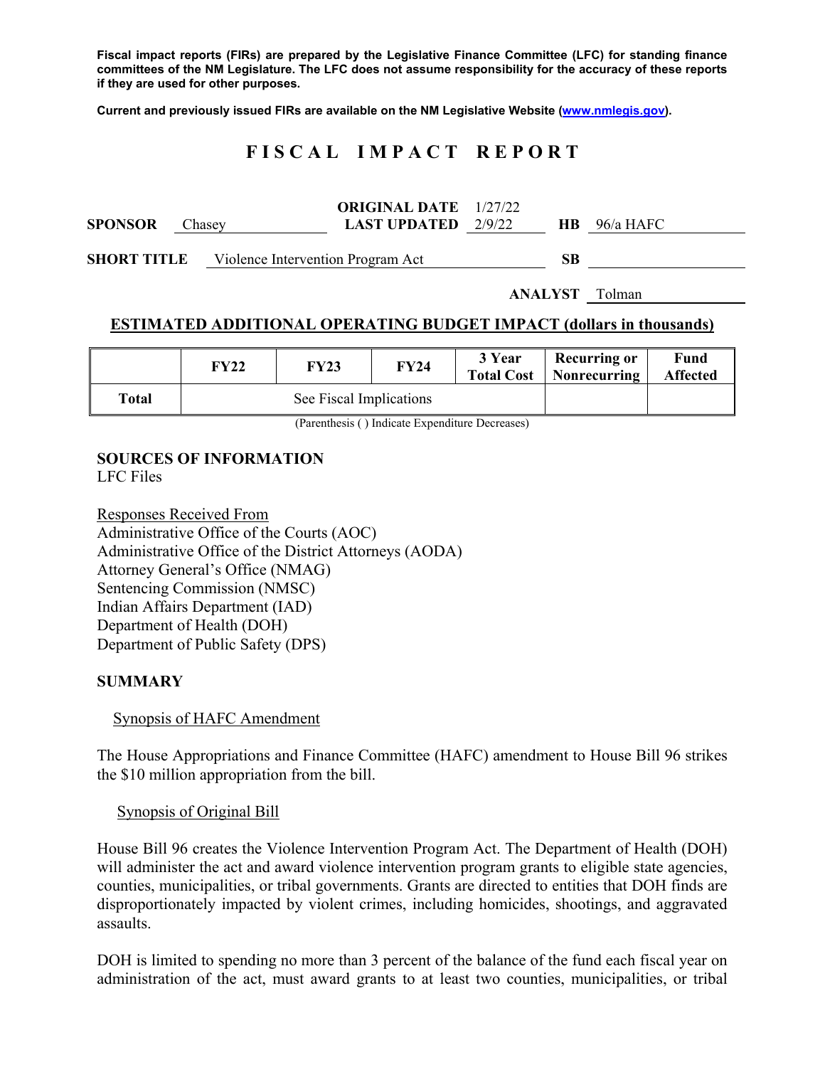**Fiscal impact reports (FIRs) are prepared by the Legislative Finance Committee (LFC) for standing finance committees of the NM Legislature. The LFC does not assume responsibility for the accuracy of these reports if they are used for other purposes.**

**Current and previously issued FIRs are available on the NM Legislative Website (www.nmlegis.gov).**

# FISCAL IMPACT REPORT

| | | | |
|---|---|---|---|
| **SPONSOR** Chasey | **ORIGINAL DATE** 1/27/22 **LAST UPDATED** 2/9/22 | **HB** | 96/a HAFC |
| **SHORT TITLE** | Violence Intervention Program Act | **SB** | |
| | | **ANALYST** | Tolman |

## ESTIMATED ADDITIONAL OPERATING BUDGET IMPACT (dollars in thousands)

| | FY22 | FY23 | FY24 | 3 Year Total Cost | Recurring or Nonrecurring | Fund Affected |
|---|---|---|---|---|---|---|
| **Total** | See Fiscal Implications | | | | | |

(Parenthesis ( ) Indicate Expenditure Decreases)

**SOURCES OF INFORMATION**
LFC Files

Responses Received From
Administrative Office of the Courts (AOC)
Administrative Office of the District Attorneys (AODA)
Attorney General's Office (NMAG)
Sentencing Commission (NMSC)
Indian Affairs Department (IAD)
Department of Health (DOH)
Department of Public Safety (DPS)

**SUMMARY**

Synopsis of HAFC Amendment

The House Appropriations and Finance Committee (HAFC) amendment to House Bill 96 strikes the $10 million appropriation from the bill.

Synopsis of Original Bill

House Bill 96 creates the Violence Intervention Program Act. The Department of Health (DOH) will administer the act and award violence intervention program grants to eligible state agencies, counties, municipalities, or tribal governments. Grants are directed to entities that DOH finds are disproportionately impacted by violent crimes, including homicides, shootings, and aggravated assaults.

DOH is limited to spending no more than 3 percent of the balance of the fund each fiscal year on administration of the act, must award grants to at least two counties, municipalities, or tribal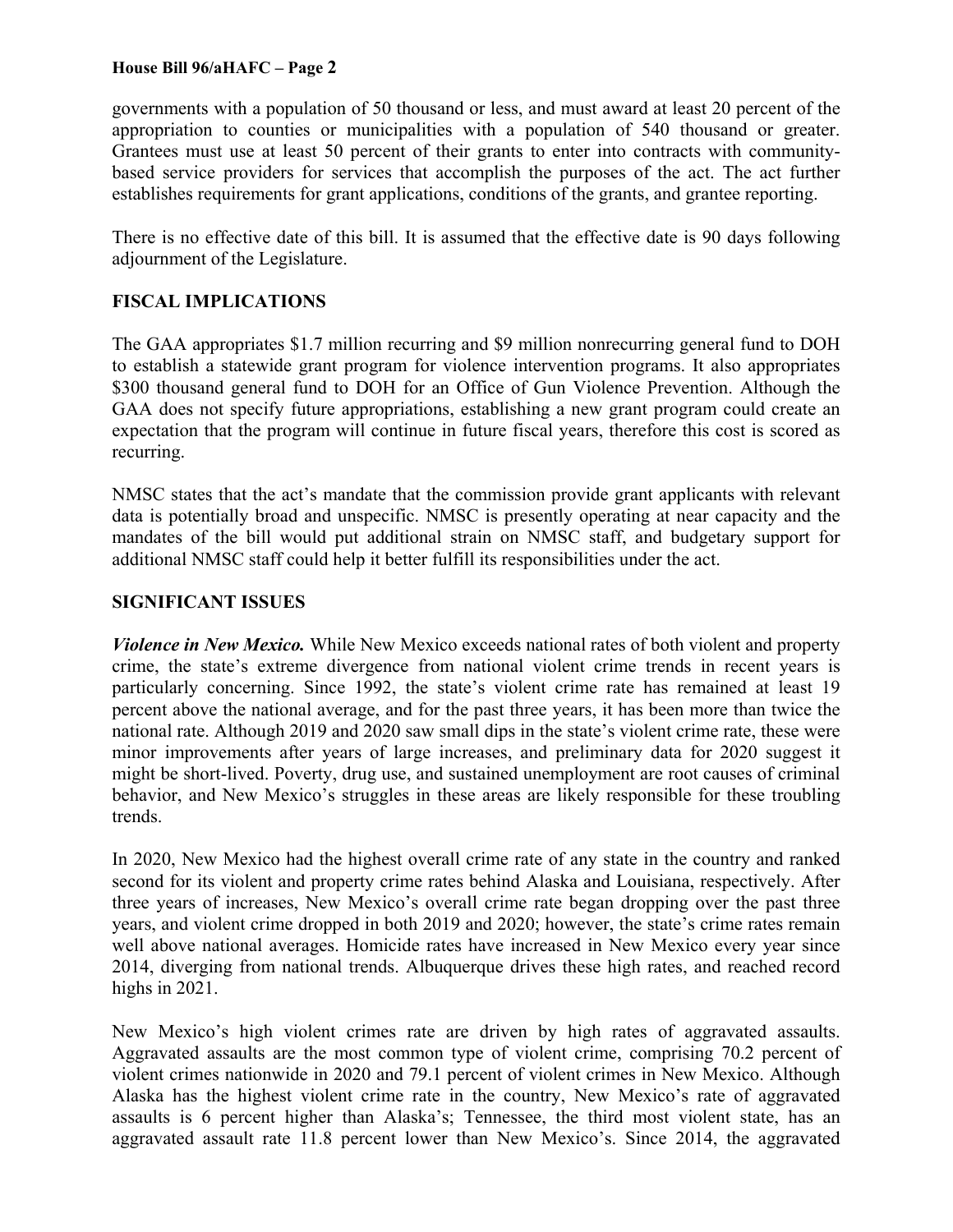governments with a population of 50 thousand or less, and must award at least 20 percent of the appropriation to counties or municipalities with a population of 540 thousand or greater. Grantees must use at least 50 percent of their grants to enter into contracts with community-based service providers for services that accomplish the purposes of the act. The act further establishes requirements for grant applications, conditions of the grants, and grantee reporting.

There is no effective date of this bill. It is assumed that the effective date is 90 days following adjournment of the Legislature.

## FISCAL IMPLICATIONS

The GAA appropriates $1.7 million recurring and $9 million nonrecurring general fund to DOH to establish a statewide grant program for violence intervention programs. It also appropriates $300 thousand general fund to DOH for an Office of Gun Violence Prevention. Although the GAA does not specify future appropriations, establishing a new grant program could create an expectation that the program will continue in future fiscal years, therefore this cost is scored as recurring.

NMSC states that the act's mandate that the commission provide grant applicants with relevant data is potentially broad and unspecific. NMSC is presently operating at near capacity and the mandates of the bill would put additional strain on NMSC staff, and budgetary support for additional NMSC staff could help it better fulfill its responsibilities under the act.

## SIGNIFICANT ISSUES

***Violence in New Mexico.*** While New Mexico exceeds national rates of both violent and property crime, the state's extreme divergence from national violent crime trends in recent years is particularly concerning. Since 1992, the state's violent crime rate has remained at least 19 percent above the national average, and for the past three years, it has been more than twice the national rate. Although 2019 and 2020 saw small dips in the state's violent crime rate, these were minor improvements after years of large increases, and preliminary data for 2020 suggest it might be short-lived. Poverty, drug use, and sustained unemployment are root causes of criminal behavior, and New Mexico's struggles in these areas are likely responsible for these troubling trends.

In 2020, New Mexico had the highest overall crime rate of any state in the country and ranked second for its violent and property crime rates behind Alaska and Louisiana, respectively. After three years of increases, New Mexico's overall crime rate began dropping over the past three years, and violent crime dropped in both 2019 and 2020; however, the state's crime rates remain well above national averages. Homicide rates have increased in New Mexico every year since 2014, diverging from national trends. Albuquerque drives these high rates, and reached record highs in 2021.

New Mexico's high violent crimes rate are driven by high rates of aggravated assaults. Aggravated assaults are the most common type of violent crime, comprising 70.2 percent of violent crimes nationwide in 2020 and 79.1 percent of violent crimes in New Mexico. Although Alaska has the highest violent crime rate in the country, New Mexico's rate of aggravated assaults is 6 percent higher than Alaska's; Tennessee, the third most violent state, has an aggravated assault rate 11.8 percent lower than New Mexico's. Since 2014, the aggravated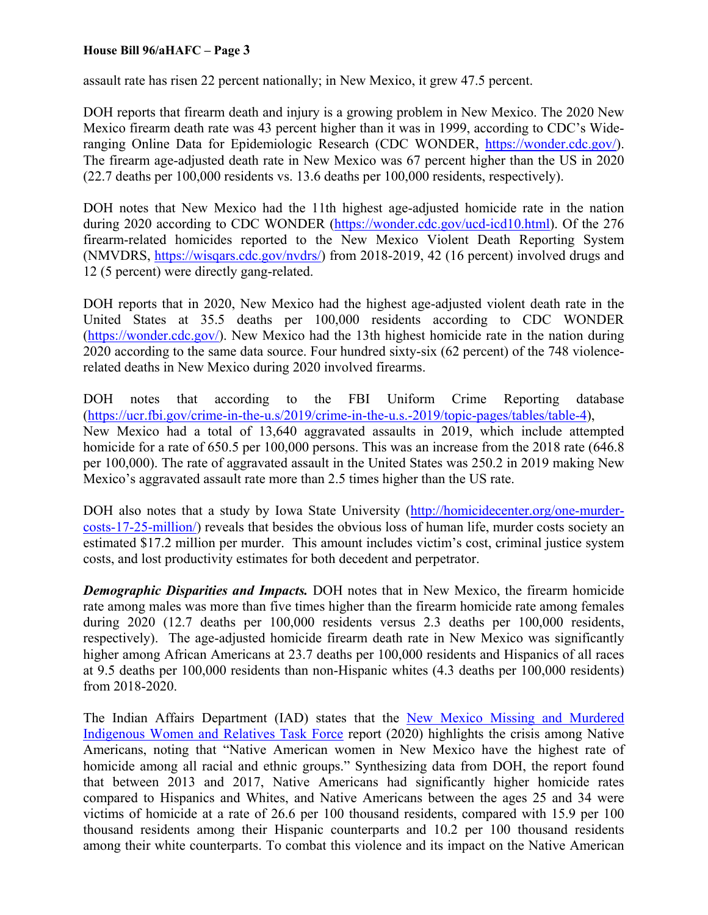assault rate has risen 22 percent nationally; in New Mexico, it grew 47.5 percent.

DOH reports that firearm death and injury is a growing problem in New Mexico. The 2020 New Mexico firearm death rate was 43 percent higher than it was in 1999, according to CDC's Wide-ranging Online Data for Epidemiologic Research (CDC WONDER, https://wonder.cdc.gov/). The firearm age-adjusted death rate in New Mexico was 67 percent higher than the US in 2020 (22.7 deaths per 100,000 residents vs. 13.6 deaths per 100,000 residents, respectively).

DOH notes that New Mexico had the 11th highest age-adjusted homicide rate in the nation during 2020 according to CDC WONDER (https://wonder.cdc.gov/ucd-icd10.html). Of the 276 firearm-related homicides reported to the New Mexico Violent Death Reporting System (NMVDRS, https://wisqars.cdc.gov/nvdrs/) from 2018-2019, 42 (16 percent) involved drugs and 12 (5 percent) were directly gang-related.

DOH reports that in 2020, New Mexico had the highest age-adjusted violent death rate in the United States at 35.5 deaths per 100,000 residents according to CDC WONDER (https://wonder.cdc.gov/). New Mexico had the 13th highest homicide rate in the nation during 2020 according to the same data source. Four hundred sixty-six (62 percent) of the 748 violence-related deaths in New Mexico during 2020 involved firearms.

DOH notes that according to the FBI Uniform Crime Reporting database (https://ucr.fbi.gov/crime-in-the-u.s/2019/crime-in-the-u.s.-2019/topic-pages/tables/table-4), New Mexico had a total of 13,640 aggravated assaults in 2019, which include attempted homicide for a rate of 650.5 per 100,000 persons. This was an increase from the 2018 rate (646.8 per 100,000). The rate of aggravated assault in the United States was 250.2 in 2019 making New Mexico's aggravated assault rate more than 2.5 times higher than the US rate.

DOH also notes that a study by Iowa State University (http://homicidecenter.org/one-murder-costs-17-25-million/) reveals that besides the obvious loss of human life, murder costs society an estimated $17.2 million per murder. This amount includes victim's cost, criminal justice system costs, and lost productivity estimates for both decedent and perpetrator.

***Demographic Disparities and Impacts.*** DOH notes that in New Mexico, the firearm homicide rate among males was more than five times higher than the firearm homicide rate among females during 2020 (12.7 deaths per 100,000 residents versus 2.3 deaths per 100,000 residents, respectively). The age-adjusted homicide firearm death rate in New Mexico was significantly higher among African Americans at 23.7 deaths per 100,000 residents and Hispanics of all races at 9.5 deaths per 100,000 residents than non-Hispanic whites (4.3 deaths per 100,000 residents) from 2018-2020.

The Indian Affairs Department (IAD) states that the New Mexico Missing and Murdered Indigenous Women and Relatives Task Force report (2020) highlights the crisis among Native Americans, noting that "Native American women in New Mexico have the highest rate of homicide among all racial and ethnic groups." Synthesizing data from DOH, the report found that between 2013 and 2017, Native Americans had significantly higher homicide rates compared to Hispanics and Whites, and Native Americans between the ages 25 and 34 were victims of homicide at a rate of 26.6 per 100 thousand residents, compared with 15.9 per 100 thousand residents among their Hispanic counterparts and 10.2 per 100 thousand residents among their white counterparts. To combat this violence and its impact on the Native American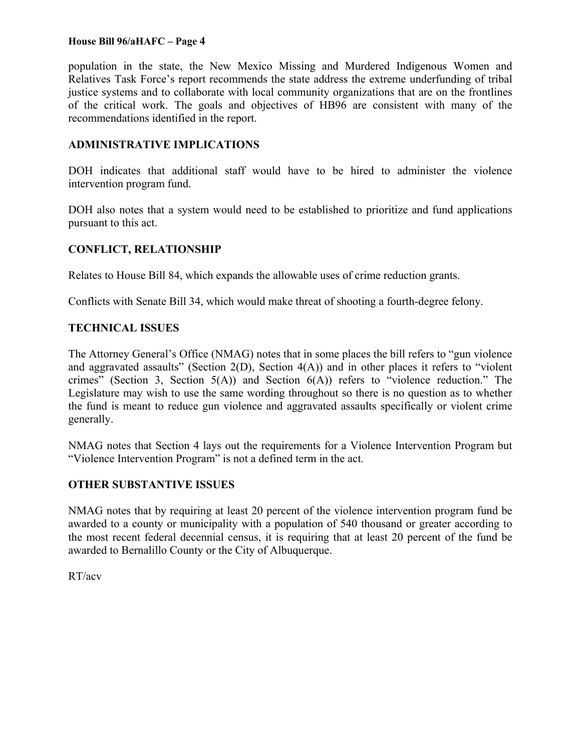population in the state, the New Mexico Missing and Murdered Indigenous Women and Relatives Task Force's report recommends the state address the extreme underfunding of tribal justice systems and to collaborate with local community organizations that are on the frontlines of the critical work. The goals and objectives of HB96 are consistent with many of the recommendations identified in the report.

## ADMINISTRATIVE IMPLICATIONS

DOH indicates that additional staff would have to be hired to administer the violence intervention program fund.

DOH also notes that a system would need to be established to prioritize and fund applications pursuant to this act.

## CONFLICT, RELATIONSHIP

Relates to House Bill 84, which expands the allowable uses of crime reduction grants.

Conflicts with Senate Bill 34, which would make threat of shooting a fourth-degree felony.

## TECHNICAL ISSUES

The Attorney General's Office (NMAG) notes that in some places the bill refers to "gun violence and aggravated assaults" (Section 2(D), Section 4(A)) and in other places it refers to "violent crimes" (Section 3, Section 5(A)) and Section 6(A)) refers to "violence reduction." The Legislature may wish to use the same wording throughout so there is no question as to whether the fund is meant to reduce gun violence and aggravated assaults specifically or violent crime generally.

NMAG notes that Section 4 lays out the requirements for a Violence Intervention Program but "Violence Intervention Program" is not a defined term in the act.

## OTHER SUBSTANTIVE ISSUES

NMAG notes that by requiring at least 20 percent of the violence intervention program fund be awarded to a county or municipality with a population of 540 thousand or greater according to the most recent federal decennial census, it is requiring that at least 20 percent of the fund be awarded to Bernalillo County or the City of Albuquerque.

RT/acv